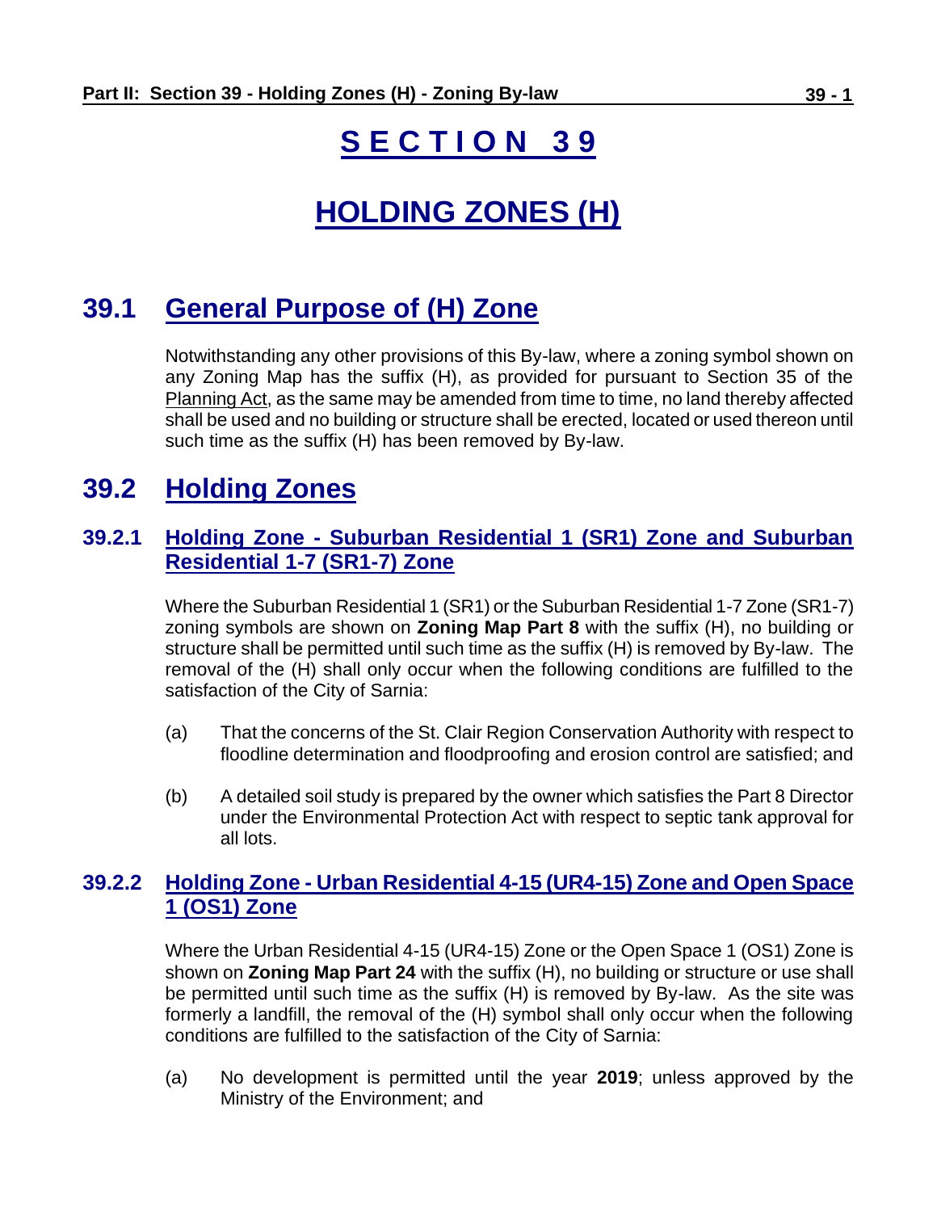# SECTION 39

# HOLDING ZONES (H)

## 39.1 General Purpose of (H) Zone

Notwithstanding any other provisions of this By-law, where a zoning symbol shown on any Zoning Map has the suffix (H), as provided for pursuant to Section 35 of the Planning Act, as the same may be amended from time to time, no land thereby affected shall be used and no building or structure shall be erected, located or used thereon until such time as the suffix (H) has been removed by By-law.

## 39.2 Holding Zones

### 39.2.1 Holding Zone - Suburban Residential 1 (SR1) Zone and Suburban Residential 1-7 (SR1-7) Zone

Where the Suburban Residential 1 (SR1) or the Suburban Residential 1-7 Zone (SR1-7) zoning symbols are shown on **Zoning Map Part 8** with the suffix (H), no building or structure shall be permitted until such time as the suffix (H) is removed by By-law. The removal of the (H) shall only occur when the following conditions are fulfilled to the satisfaction of the City of Sarnia:

(a) That the concerns of the St. Clair Region Conservation Authority with respect to floodline determination and floodproofing and erosion control are satisfied; and

(b) A detailed soil study is prepared by the owner which satisfies the Part 8 Director under the Environmental Protection Act with respect to septic tank approval for all lots.

### 39.2.2 Holding Zone - Urban Residential 4-15 (UR4-15) Zone and Open Space 1 (OS1) Zone

Where the Urban Residential 4-15 (UR4-15) Zone or the Open Space 1 (OS1) Zone is shown on **Zoning Map Part 24** with the suffix (H), no building or structure or use shall be permitted until such time as the suffix (H) is removed by By-law. As the site was formerly a landfill, the removal of the (H) symbol shall only occur when the following conditions are fulfilled to the satisfaction of the City of Sarnia:

(a) No development is permitted until the year **2019**; unless approved by the Ministry of the Environment; and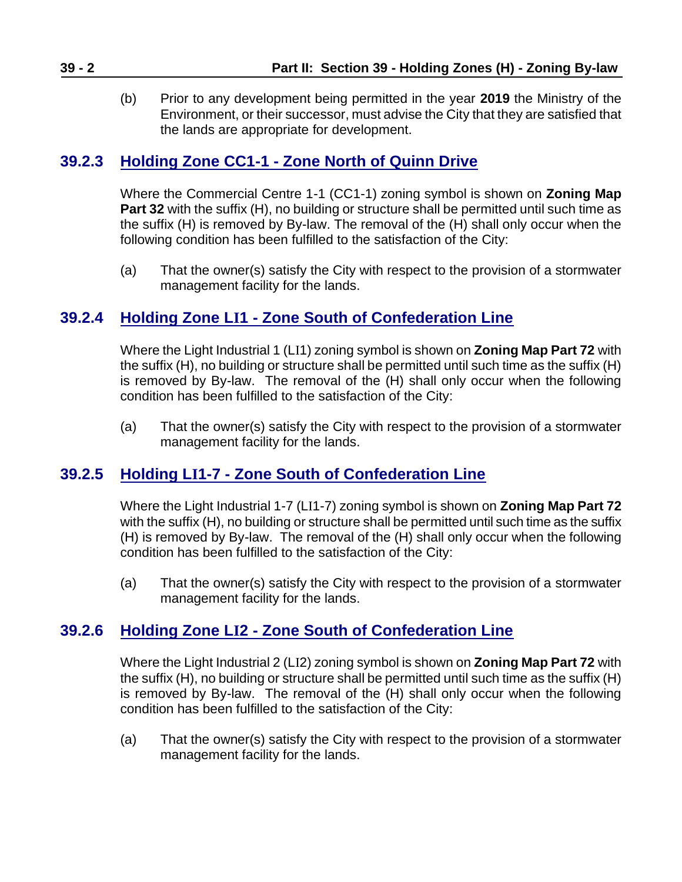(b) Prior to any development being permitted in the year **2019** the Ministry of the Environment, or their successor, must advise the City that they are satisfied that the lands are appropriate for development.

### 39.2.3 Holding Zone CC1-1 - Zone North of Quinn Drive

Where the Commercial Centre 1-1 (CC1-1) zoning symbol is shown on **Zoning Map Part 32** with the suffix (H), no building or structure shall be permitted until such time as the suffix (H) is removed by By-law. The removal of the (H) shall only occur when the following condition has been fulfilled to the satisfaction of the City:

(a) That the owner(s) satisfy the City with respect to the provision of a stormwater management facility for the lands.

### 39.2.4 Holding Zone LI1 - Zone South of Confederation Line

Where the Light Industrial 1 (LI1) zoning symbol is shown on **Zoning Map Part 72** with the suffix (H), no building or structure shall be permitted until such time as the suffix (H) is removed by By-law. The removal of the (H) shall only occur when the following condition has been fulfilled to the satisfaction of the City:

(a) That the owner(s) satisfy the City with respect to the provision of a stormwater management facility for the lands.

### 39.2.5 Holding LI1-7 - Zone South of Confederation Line

Where the Light Industrial 1-7 (LI1-7) zoning symbol is shown on **Zoning Map Part 72** with the suffix (H), no building or structure shall be permitted until such time as the suffix (H) is removed by By-law. The removal of the (H) shall only occur when the following condition has been fulfilled to the satisfaction of the City:

(a) That the owner(s) satisfy the City with respect to the provision of a stormwater management facility for the lands.

### 39.2.6 Holding Zone LI2 - Zone South of Confederation Line

Where the Light Industrial 2 (LI2) zoning symbol is shown on **Zoning Map Part 72** with the suffix (H), no building or structure shall be permitted until such time as the suffix (H) is removed by By-law. The removal of the (H) shall only occur when the following condition has been fulfilled to the satisfaction of the City:

(a) That the owner(s) satisfy the City with respect to the provision of a stormwater management facility for the lands.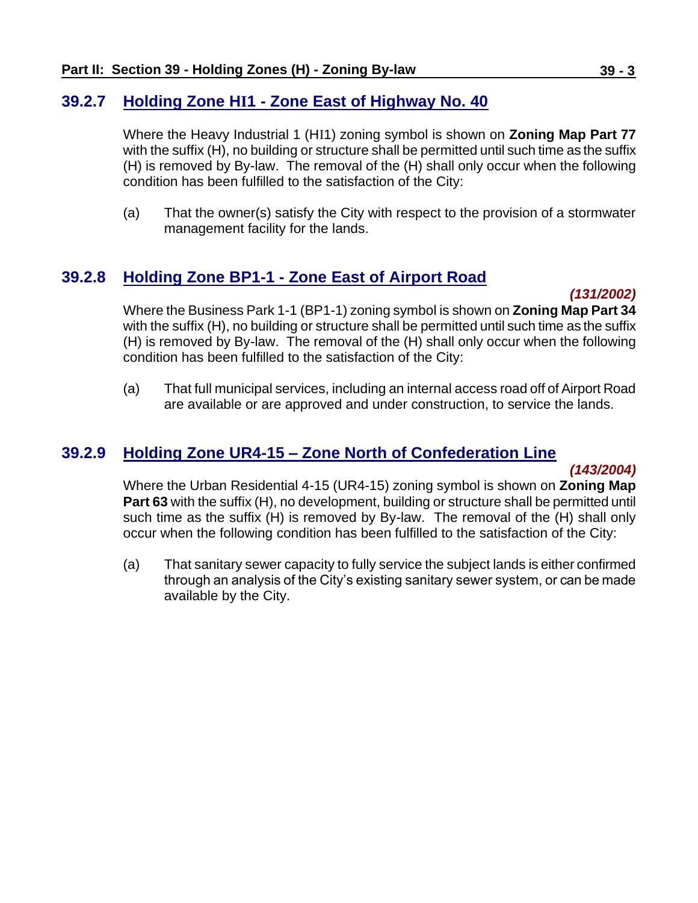## 39.2.7 Holding Zone HI1 - Zone East of Highway No. 40

Where the Heavy Industrial 1 (HI1) zoning symbol is shown on **Zoning Map Part 77** with the suffix (H), no building or structure shall be permitted until such time as the suffix (H) is removed by By-law. The removal of the (H) shall only occur when the following condition has been fulfilled to the satisfaction of the City:

(a) That the owner(s) satisfy the City with respect to the provision of a stormwater management facility for the lands.

## 39.2.8 Holding Zone BP1-1 - Zone East of Airport Road

***(131/2002)***

Where the Business Park 1-1 (BP1-1) zoning symbol is shown on **Zoning Map Part 34** with the suffix (H), no building or structure shall be permitted until such time as the suffix (H) is removed by By-law. The removal of the (H) shall only occur when the following condition has been fulfilled to the satisfaction of the City:

(a) That full municipal services, including an internal access road off of Airport Road are available or are approved and under construction, to service the lands.

## 39.2.9 Holding Zone UR4-15 – Zone North of Confederation Line

***(143/2004)***

Where the Urban Residential 4-15 (UR4-15) zoning symbol is shown on **Zoning Map Part 63** with the suffix (H), no development, building or structure shall be permitted until such time as the suffix (H) is removed by By-law. The removal of the (H) shall only occur when the following condition has been fulfilled to the satisfaction of the City:

(a) That sanitary sewer capacity to fully service the subject lands is either confirmed through an analysis of the City's existing sanitary sewer system, or can be made available by the City.